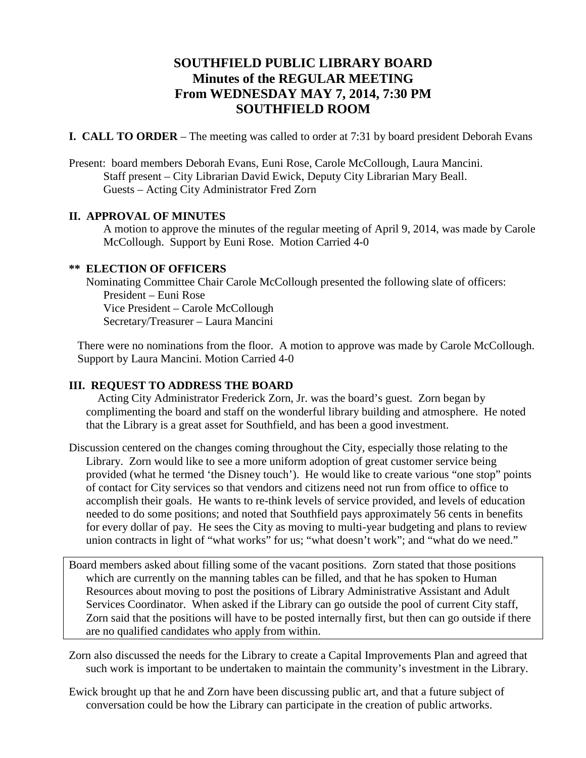# SOUTHFIELD PUBLIC LIBRARY BOARD
## Minutes of the REGULAR MEETING
## From WEDNESDAY MAY 7, 2014, 7:30 PM
## SOUTHFIELD ROOM

**I. CALL TO ORDER** – The meeting was called to order at 7:31 by board president Deborah Evans

Present: board members Deborah Evans, Euni Rose, Carole McCollough, Laura Mancini.
Staff present – City Librarian David Ewick, Deputy City Librarian Mary Beall.
Guests – Acting City Administrator Fred Zorn

**II. APPROVAL OF MINUTES**

A motion to approve the minutes of the regular meeting of April 9, 2014, was made by Carole McCollough. Support by Euni Rose. Motion Carried 4-0

**\*\* ELECTION OF OFFICERS**

Nominating Committee Chair Carole McCollough presented the following slate of officers:
President – Euni Rose
Vice President – Carole McCollough
Secretary/Treasurer – Laura Mancini

There were no nominations from the floor. A motion to approve was made by Carole McCollough. Support by Laura Mancini. Motion Carried 4-0

**III. REQUEST TO ADDRESS THE BOARD**

Acting City Administrator Frederick Zorn, Jr. was the board's guest. Zorn began by complimenting the board and staff on the wonderful library building and atmosphere. He noted that the Library is a great asset for Southfield, and has been a good investment.

Discussion centered on the changes coming throughout the City, especially those relating to the Library. Zorn would like to see a more uniform adoption of great customer service being provided (what he termed 'the Disney touch'). He would like to create various "one stop" points of contact for City services so that vendors and citizens need not run from office to office to accomplish their goals. He wants to re-think levels of service provided, and levels of education needed to do some positions; and noted that Southfield pays approximately 56 cents in benefits for every dollar of pay. He sees the City as moving to multi-year budgeting and plans to review union contracts in light of "what works" for us; "what doesn't work"; and "what do we need."

Board members asked about filling some of the vacant positions. Zorn stated that those positions which are currently on the manning tables can be filled, and that he has spoken to Human Resources about moving to post the positions of Library Administrative Assistant and Adult Services Coordinator. When asked if the Library can go outside the pool of current City staff, Zorn said that the positions will have to be posted internally first, but then can go outside if there are no qualified candidates who apply from within.

Zorn also discussed the needs for the Library to create a Capital Improvements Plan and agreed that such work is important to be undertaken to maintain the community's investment in the Library.

Ewick brought up that he and Zorn have been discussing public art, and that a future subject of conversation could be how the Library can participate in the creation of public artworks.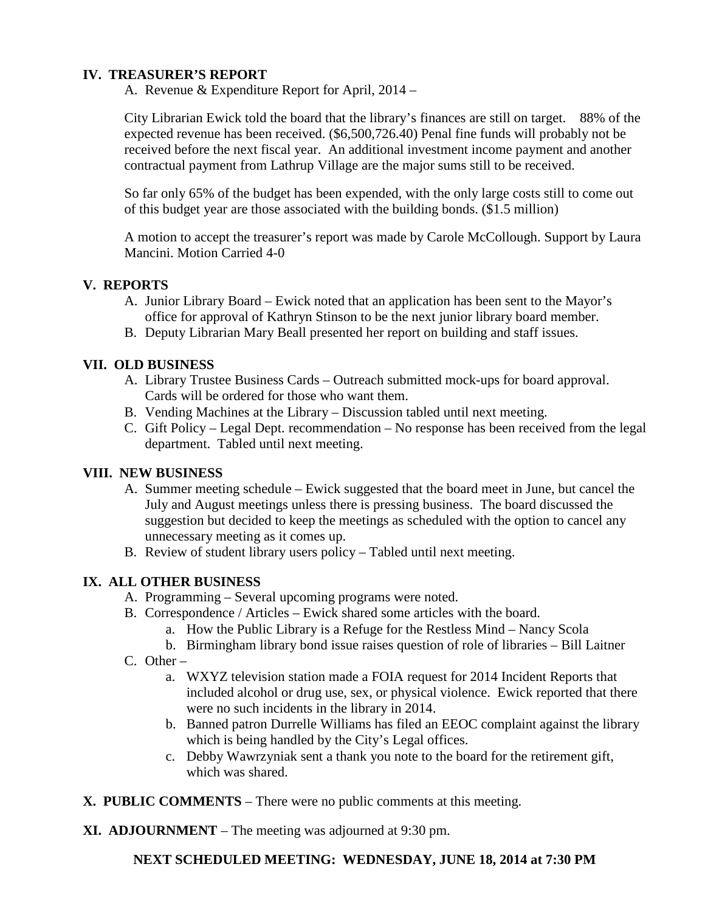## IV. TREASURER'S REPORT

A. Revenue & Expenditure Report for April, 2014 –

City Librarian Ewick told the board that the library's finances are still on target. 88% of the expected revenue has been received. ($6,500,726.40) Penal fine funds will probably not be received before the next fiscal year. An additional investment income payment and another contractual payment from Lathrup Village are the major sums still to be received.

So far only 65% of the budget has been expended, with the only large costs still to come out of this budget year are those associated with the building bonds. ($1.5 million)

A motion to accept the treasurer's report was made by Carole McCollough. Support by Laura Mancini. Motion Carried 4-0

## V. REPORTS

A. Junior Library Board – Ewick noted that an application has been sent to the Mayor's office for approval of Kathryn Stinson to be the next junior library board member.
B. Deputy Librarian Mary Beall presented her report on building and staff issues.

## VII. OLD BUSINESS

A. Library Trustee Business Cards – Outreach submitted mock-ups for board approval. Cards will be ordered for those who want them.
B. Vending Machines at the Library – Discussion tabled until next meeting.
C. Gift Policy – Legal Dept. recommendation – No response has been received from the legal department. Tabled until next meeting.

## VIII. NEW BUSINESS

A. Summer meeting schedule – Ewick suggested that the board meet in June, but cancel the July and August meetings unless there is pressing business. The board discussed the suggestion but decided to keep the meetings as scheduled with the option to cancel any unnecessary meeting as it comes up.
B. Review of student library users policy – Tabled until next meeting.

## IX. ALL OTHER BUSINESS

A. Programming – Several upcoming programs were noted.
B. Correspondence / Articles – Ewick shared some articles with the board.
   a. How the Public Library is a Refuge for the Restless Mind – Nancy Scola
   b. Birmingham library bond issue raises question of role of libraries – Bill Laitner
C. Other –
   a. WXYZ television station made a FOIA request for 2014 Incident Reports that included alcohol or drug use, sex, or physical violence. Ewick reported that there were no such incidents in the library in 2014.
   b. Banned patron Durrelle Williams has filed an EEOC complaint against the library which is being handled by the City's Legal offices.
   c. Debby Wawrzyniak sent a thank you note to the board for the retirement gift, which was shared.

**X. PUBLIC COMMENTS** – There were no public comments at this meeting.

**XI. ADJOURNMENT** – The meeting was adjourned at 9:30 pm.

**NEXT SCHEDULED MEETING: WEDNESDAY, JUNE 18, 2014 at 7:30 PM**